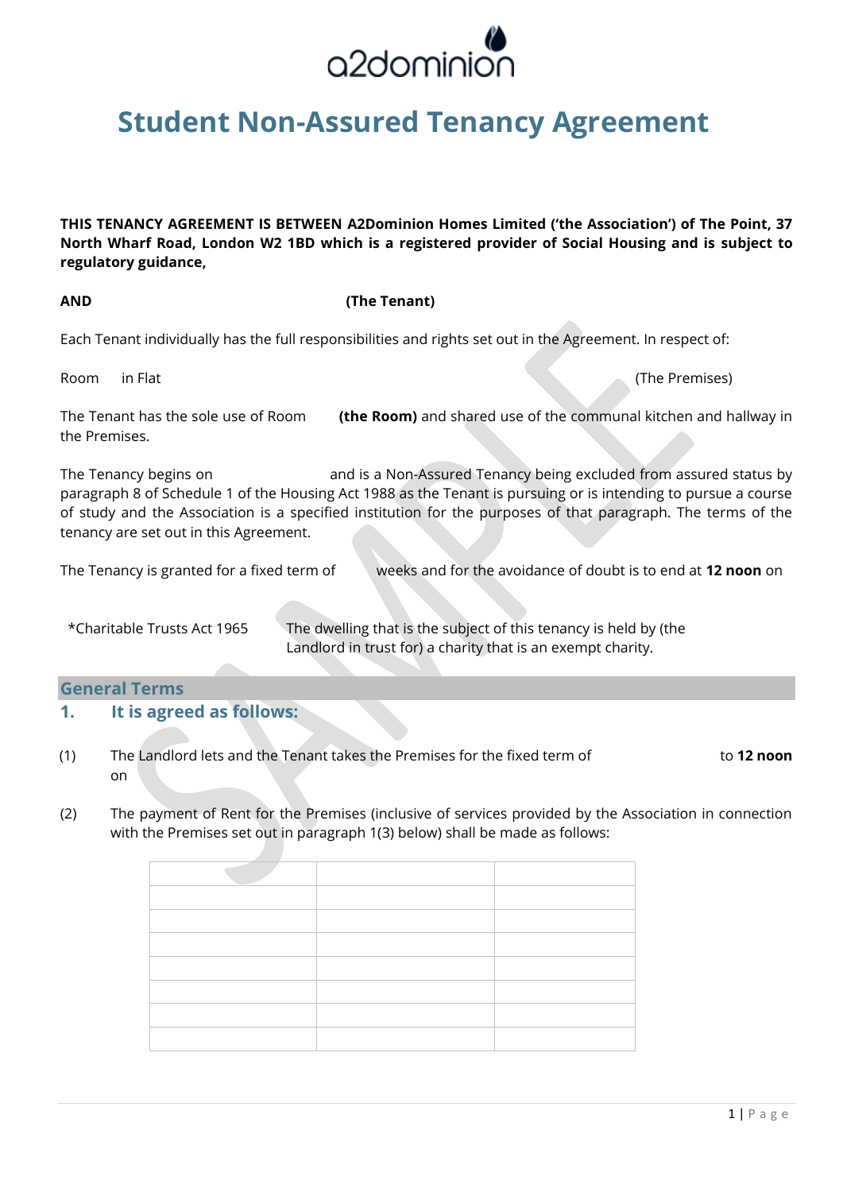# Student Non-Assured Tenancy Agreement

**THIS TENANCY AGREEMENT IS BETWEEN A2Dominion Homes Limited ('the Association') of The Point, 37 North Wharf Road, London W2 1BD which is a registered provider of Social Housing and is subject to regulatory guidance,**

**AND** **(The Tenant)**

Each Tenant individually has the full responsibilities and rights set out in the Agreement. In respect of:

Room in Flat (The Premises)

The Tenant has the sole use of Room **(the Room)** and shared use of the communal kitchen and hallway in the Premises.

The Tenancy begins on and is a Non-Assured Tenancy being excluded from assured status by paragraph 8 of Schedule 1 of the Housing Act 1988 as the Tenant is pursuing or is intending to pursue a course of study and the Association is a specified institution for the purposes of that paragraph. The terms of the tenancy are set out in this Agreement.

The Tenancy is granted for a fixed term of weeks and for the avoidance of doubt is to end at **12 noon** on

*Charitable Trusts Act 1965 — The dwelling that is the subject of this tenancy is held by (the Landlord in trust for) a charity that is an exempt charity.

## General Terms

### 1. It is agreed as follows:

(1) The Landlord lets and the Tenant takes the Premises for the fixed term of to **12 noon** on

(2) The payment of Rent for the Premises (inclusive of services provided by the Association in connection with the Premises set out in paragraph 1(3) below) shall be made as follows:

| | | |
|---|---|---|
| | | |
| | | |
| | | |
| | | |
| | | |
| | | |
| | | |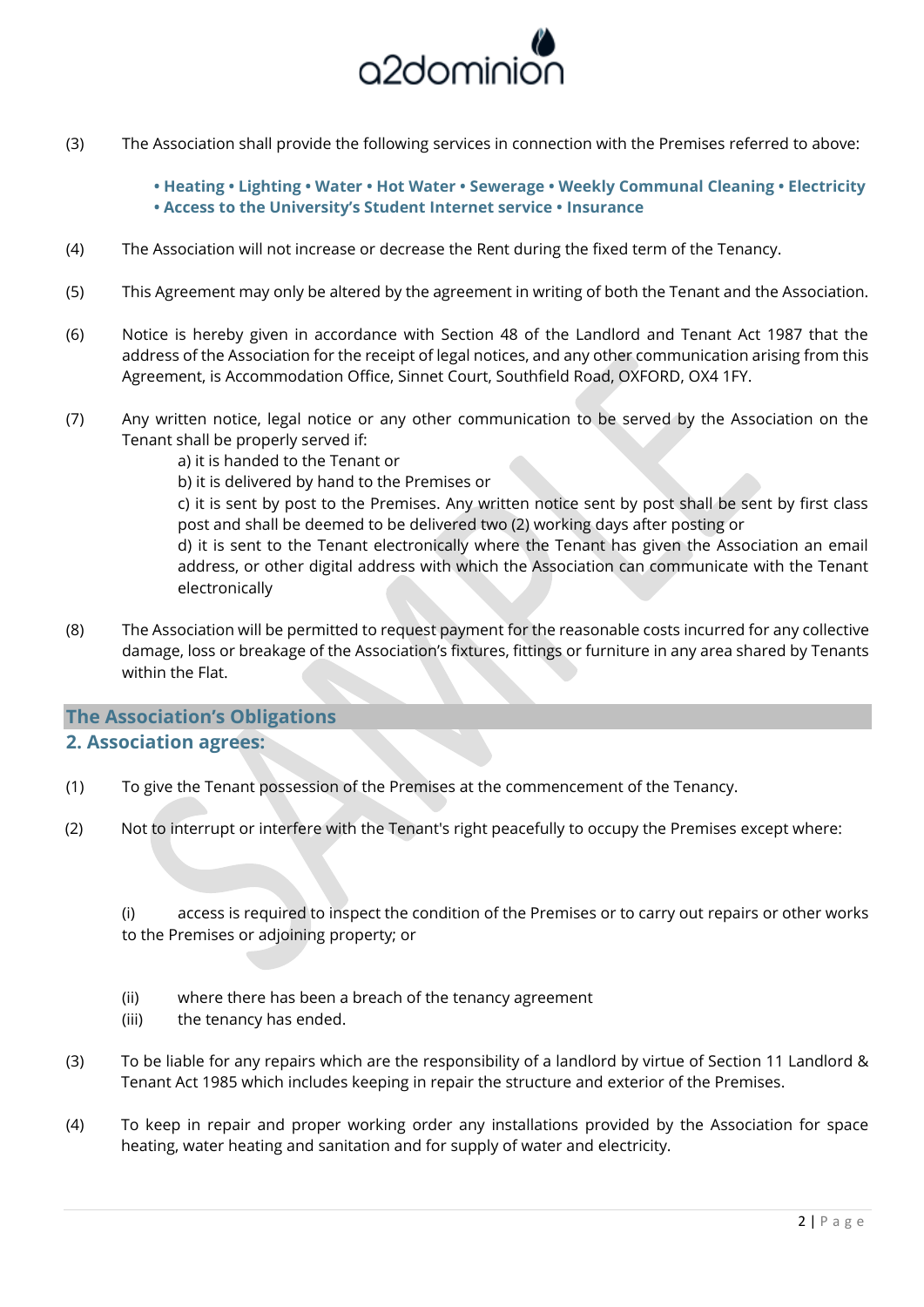(3) The Association shall provide the following services in connection with the Premises referred to above:

**• Heating • Lighting • Water • Hot Water • Sewerage • Weekly Communal Cleaning • Electricity • Access to the University's Student Internet service • Insurance**

(4) The Association will not increase or decrease the Rent during the fixed term of the Tenancy.

(5) This Agreement may only be altered by the agreement in writing of both the Tenant and the Association.

(6) Notice is hereby given in accordance with Section 48 of the Landlord and Tenant Act 1987 that the address of the Association for the receipt of legal notices, and any other communication arising from this Agreement, is Accommodation Office, Sinnet Court, Southfield Road, OXFORD, OX4 1FY.

(7) Any written notice, legal notice or any other communication to be served by the Association on the Tenant shall be properly served if:

a) it is handed to the Tenant or

b) it is delivered by hand to the Premises or

c) it is sent by post to the Premises. Any written notice sent by post shall be sent by first class post and shall be deemed to be delivered two (2) working days after posting or

d) it is sent to the Tenant electronically where the Tenant has given the Association an email address, or other digital address with which the Association can communicate with the Tenant electronically

(8) The Association will be permitted to request payment for the reasonable costs incurred for any collective damage, loss or breakage of the Association's fixtures, fittings or furniture in any area shared by Tenants within the Flat.

## The Association's Obligations

### 2. Association agrees:

(1) To give the Tenant possession of the Premises at the commencement of the Tenancy.

(2) Not to interrupt or interfere with the Tenant's right peacefully to occupy the Premises except where:

(i) access is required to inspect the condition of the Premises or to carry out repairs or other works to the Premises or adjoining property; or

(ii) where there has been a breach of the tenancy agreement

(iii) the tenancy has ended.

(3) To be liable for any repairs which are the responsibility of a landlord by virtue of Section 11 Landlord & Tenant Act 1985 which includes keeping in repair the structure and exterior of the Premises.

(4) To keep in repair and proper working order any installations provided by the Association for space heating, water heating and sanitation and for supply of water and electricity.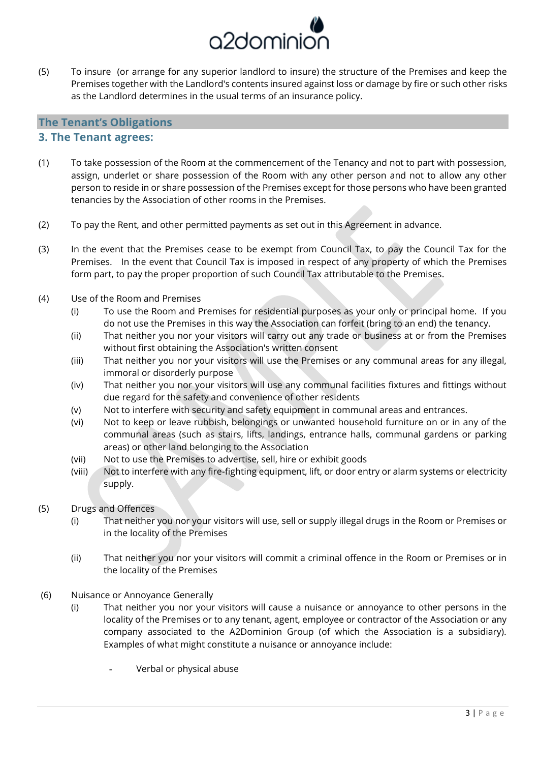(5) To insure (or arrange for any superior landlord to insure) the structure of the Premises and keep the Premises together with the Landlord's contents insured against loss or damage by fire or such other risks as the Landlord determines in the usual terms of an insurance policy.

## The Tenant's Obligations

## 3. The Tenant agrees:

(1) To take possession of the Room at the commencement of the Tenancy and not to part with possession, assign, underlet or share possession of the Room with any other person and not to allow any other person to reside in or share possession of the Premises except for those persons who have been granted tenancies by the Association of other rooms in the Premises.

(2) To pay the Rent, and other permitted payments as set out in this Agreement in advance.

(3) In the event that the Premises cease to be exempt from Council Tax, to pay the Council Tax for the Premises. In the event that Council Tax is imposed in respect of any property of which the Premises form part, to pay the proper proportion of such Council Tax attributable to the Premises.

(4) Use of the Room and Premises

- (i) To use the Room and Premises for residential purposes as your only or principal home. If you do not use the Premises in this way the Association can forfeit (bring to an end) the tenancy.
- (ii) That neither you nor your visitors will carry out any trade or business at or from the Premises without first obtaining the Association's written consent
- (iii) That neither you nor your visitors will use the Premises or any communal areas for any illegal, immoral or disorderly purpose
- (iv) That neither you nor your visitors will use any communal facilities fixtures and fittings without due regard for the safety and convenience of other residents
- (v) Not to interfere with security and safety equipment in communal areas and entrances.
- (vi) Not to keep or leave rubbish, belongings or unwanted household furniture on or in any of the communal areas (such as stairs, lifts, landings, entrance halls, communal gardens or parking areas) or other land belonging to the Association
- (vii) Not to use the Premises to advertise, sell, hire or exhibit goods
- (viii) Not to interfere with any fire-fighting equipment, lift, or door entry or alarm systems or electricity supply.

(5) Drugs and Offences

- (i) That neither you nor your visitors will use, sell or supply illegal drugs in the Room or Premises or in the locality of the Premises
- (ii) That neither you nor your visitors will commit a criminal offence in the Room or Premises or in the locality of the Premises

(6) Nuisance or Annoyance Generally

- (i) That neither you nor your visitors will cause a nuisance or annoyance to other persons in the locality of the Premises or to any tenant, agent, employee or contractor of the Association or any company associated to the A2Dominion Group (of which the Association is a subsidiary). Examples of what might constitute a nuisance or annoyance include:

  - Verbal or physical abuse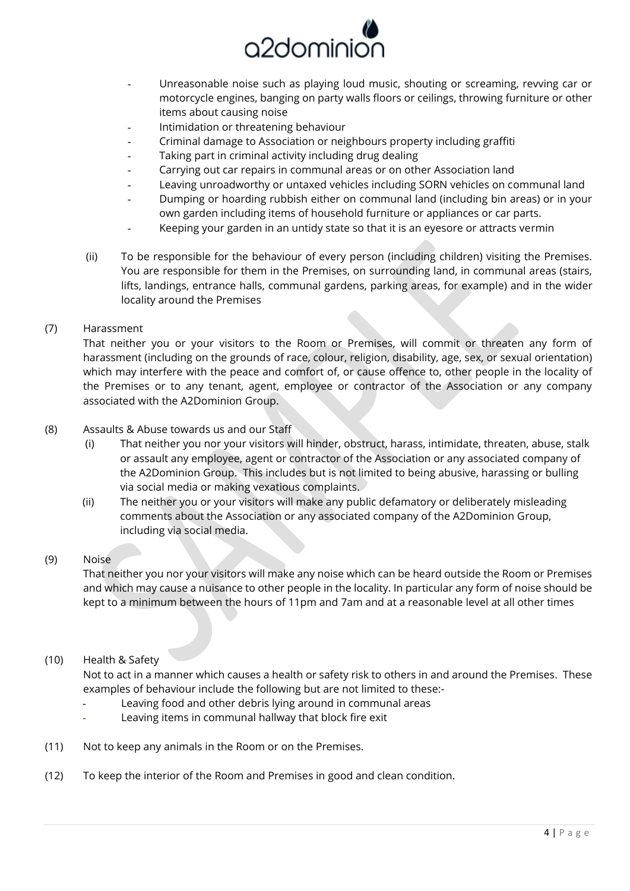- Unreasonable noise such as playing loud music, shouting or screaming, revving car or motorcycle engines, banging on party walls floors or ceilings, throwing furniture or other items about causing noise
- Intimidation or threatening behaviour
- Criminal damage to Association or neighbours property including graffiti
- Taking part in criminal activity including drug dealing
- Carrying out car repairs in communal areas or on other Association land
- Leaving unroadworthy or untaxed vehicles including SORN vehicles on communal land
- Dumping or hoarding rubbish either on communal land (including bin areas) or in your own garden including items of household furniture or appliances or car parts.
- Keeping your garden in an untidy state so that it is an eyesore or attracts vermin

(ii) To be responsible for the behaviour of every person (including children) visiting the Premises. You are responsible for them in the Premises, on surrounding land, in communal areas (stairs, lifts, landings, entrance halls, communal gardens, parking areas, for example) and in the wider locality around the Premises

(7) Harassment

That neither you or your visitors to the Room or Premises, will commit or threaten any form of harassment (including on the grounds of race, colour, religion, disability, age, sex, or sexual orientation) which may interfere with the peace and comfort of, or cause offence to, other people in the locality of the Premises or to any tenant, agent, employee or contractor of the Association or any company associated with the A2Dominion Group.

(8) Assaults & Abuse towards us and our Staff

(i) That neither you nor your visitors will hinder, obstruct, harass, intimidate, threaten, abuse, stalk or assault any employee, agent or contractor of the Association or any associated company of the A2Dominion Group. This includes but is not limited to being abusive, harassing or bulling via social media or making vexatious complaints.

(ii) The neither you or your visitors will make any public defamatory or deliberately misleading comments about the Association or any associated company of the A2Dominion Group, including via social media.

(9) Noise

That neither you nor your visitors will make any noise which can be heard outside the Room or Premises and which may cause a nuisance to other people in the locality. In particular any form of noise should be kept to a minimum between the hours of 11pm and 7am and at a reasonable level at all other times

(10) Health & Safety

Not to act in a manner which causes a health or safety risk to others in and around the Premises. These examples of behaviour include the following but are not limited to these:-

- Leaving food and other debris lying around in communal areas
- Leaving items in communal hallway that block fire exit

(11) Not to keep any animals in the Room or on the Premises.

(12) To keep the interior of the Room and Premises in good and clean condition.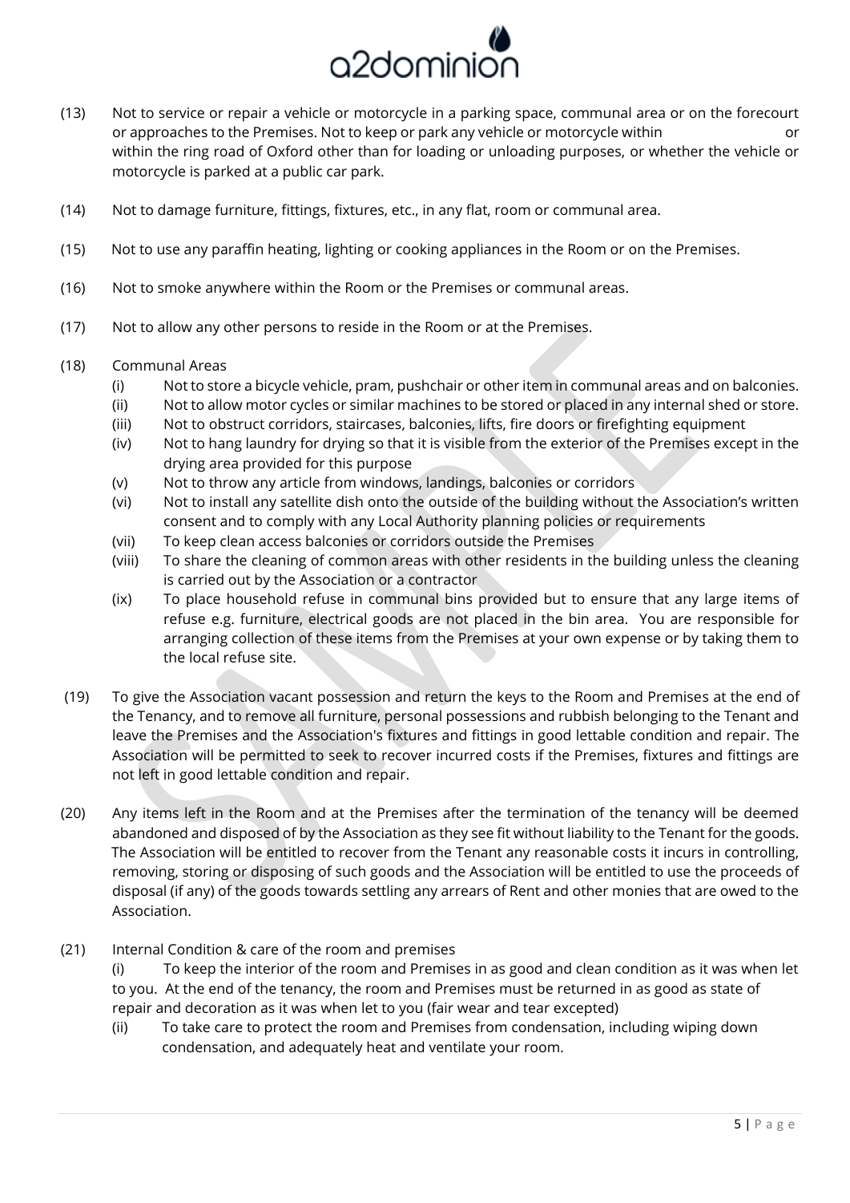(13) Not to service or repair a vehicle or motorcycle in a parking space, communal area or on the forecourt or approaches to the Premises. Not to keep or park any vehicle or motorcycle within or within the ring road of Oxford other than for loading or unloading purposes, or whether the vehicle or motorcycle is parked at a public car park.

(14) Not to damage furniture, fittings, fixtures, etc., in any flat, room or communal area.

(15) Not to use any paraffin heating, lighting or cooking appliances in the Room or on the Premises.

(16) Not to smoke anywhere within the Room or the Premises or communal areas.

(17) Not to allow any other persons to reside in the Room or at the Premises.

(18) Communal Areas

- (i) Not to store a bicycle vehicle, pram, pushchair or other item in communal areas and on balconies.
- (ii) Not to allow motor cycles or similar machines to be stored or placed in any internal shed or store.
- (iii) Not to obstruct corridors, staircases, balconies, lifts, fire doors or firefighting equipment
- (iv) Not to hang laundry for drying so that it is visible from the exterior of the Premises except in the drying area provided for this purpose
- (v) Not to throw any article from windows, landings, balconies or corridors
- (vi) Not to install any satellite dish onto the outside of the building without the Association's written consent and to comply with any Local Authority planning policies or requirements
- (vii) To keep clean access balconies or corridors outside the Premises
- (viii) To share the cleaning of common areas with other residents in the building unless the cleaning is carried out by the Association or a contractor
- (ix) To place household refuse in communal bins provided but to ensure that any large items of refuse e.g. furniture, electrical goods are not placed in the bin area. You are responsible for arranging collection of these items from the Premises at your own expense or by taking them to the local refuse site.

(19) To give the Association vacant possession and return the keys to the Room and Premises at the end of the Tenancy, and to remove all furniture, personal possessions and rubbish belonging to the Tenant and leave the Premises and the Association's fixtures and fittings in good lettable condition and repair. The Association will be permitted to seek to recover incurred costs if the Premises, fixtures and fittings are not left in good lettable condition and repair.

(20) Any items left in the Room and at the Premises after the termination of the tenancy will be deemed abandoned and disposed of by the Association as they see fit without liability to the Tenant for the goods. The Association will be entitled to recover from the Tenant any reasonable costs it incurs in controlling, removing, storing or disposing of such goods and the Association will be entitled to use the proceeds of disposal (if any) of the goods towards settling any arrears of Rent and other monies that are owed to the Association.

(21) Internal Condition & care of the room and premises

- (i) To keep the interior of the room and Premises in as good and clean condition as it was when let to you. At the end of the tenancy, the room and Premises must be returned in as good as state of repair and decoration as it was when let to you (fair wear and tear excepted)
- (ii) To take care to protect the room and Premises from condensation, including wiping down condensation, and adequately heat and ventilate your room.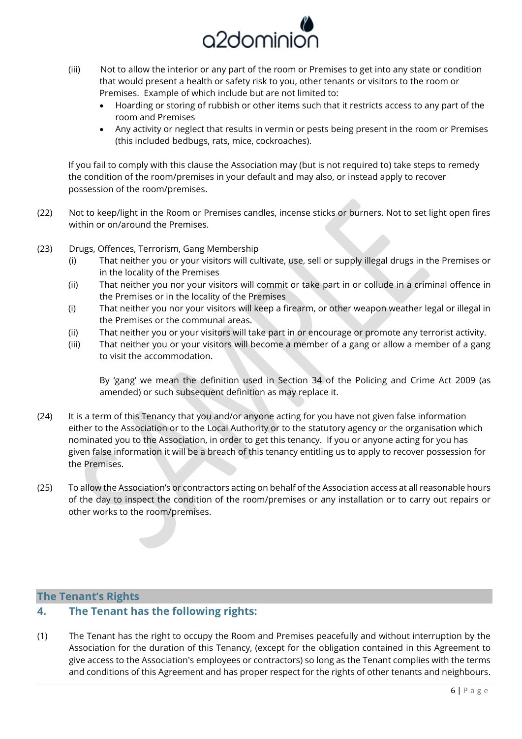(iii) Not to allow the interior or any part of the room or Premises to get into any state or condition that would present a health or safety risk to you, other tenants or visitors to the room or Premises. Example of which include but are not limited to:

- Hoarding or storing of rubbish or other items such that it restricts access to any part of the room and Premises
- Any activity or neglect that results in vermin or pests being present in the room or Premises (this included bedbugs, rats, mice, cockroaches).

If you fail to comply with this clause the Association may (but is not required to) take steps to remedy the condition of the room/premises in your default and may also, or instead apply to recover possession of the room/premises.

(22) Not to keep/light in the Room or Premises candles, incense sticks or burners. Not to set light open fires within or on/around the Premises.

(23) Drugs, Offences, Terrorism, Gang Membership

(i) That neither you or your visitors will cultivate, use, sell or supply illegal drugs in the Premises or in the locality of the Premises

(ii) That neither you nor your visitors will commit or take part in or collude in a criminal offence in the Premises or in the locality of the Premises

(i) That neither you nor your visitors will keep a firearm, or other weapon weather legal or illegal in the Premises or the communal areas.

(ii) That neither you or your visitors will take part in or encourage or promote any terrorist activity.

(iii) That neither you or your visitors will become a member of a gang or allow a member of a gang to visit the accommodation.

By 'gang' we mean the definition used in Section 34 of the Policing and Crime Act 2009 (as amended) or such subsequent definition as may replace it.

(24) It is a term of this Tenancy that you and/or anyone acting for you have not given false information either to the Association or to the Local Authority or to the statutory agency or the organisation which nominated you to the Association, in order to get this tenancy. If you or anyone acting for you has given false information it will be a breach of this tenancy entitling us to apply to recover possession for the Premises.

(25) To allow the Association's or contractors acting on behalf of the Association access at all reasonable hours of the day to inspect the condition of the room/premises or any installation or to carry out repairs or other works to the room/premises.

## The Tenant's Rights

### 4. The Tenant has the following rights:

(1) The Tenant has the right to occupy the Room and Premises peacefully and without interruption by the Association for the duration of this Tenancy, (except for the obligation contained in this Agreement to give access to the Association's employees or contractors) so long as the Tenant complies with the terms and conditions of this Agreement and has proper respect for the rights of other tenants and neighbours.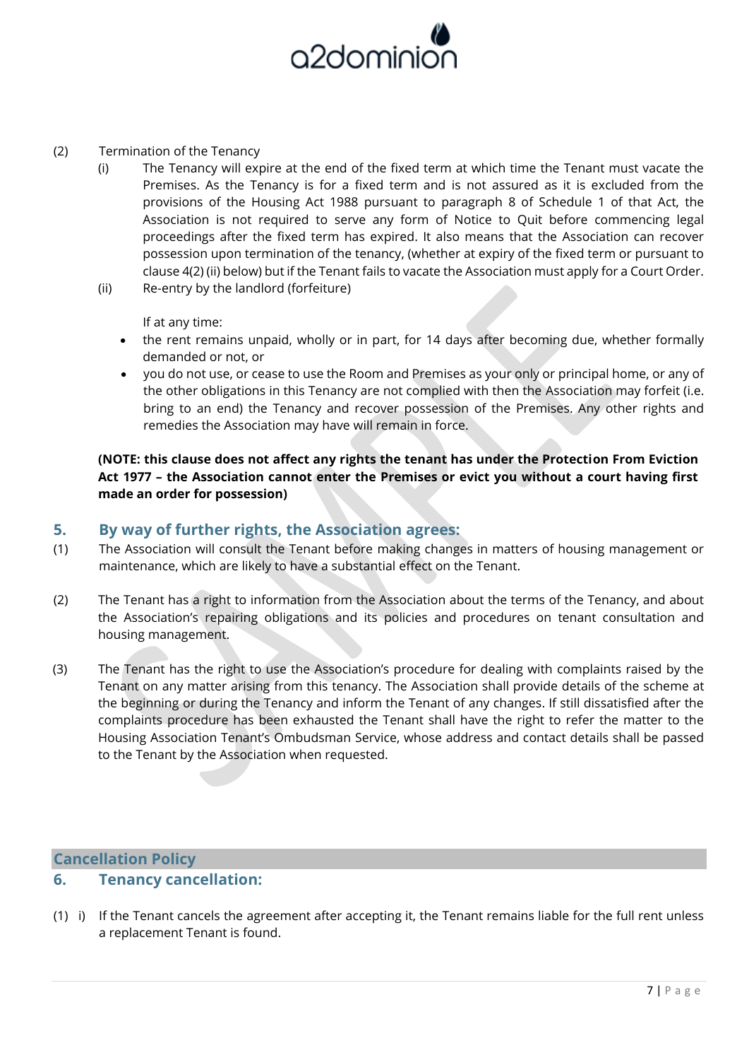(2) Termination of the Tenancy

(i) The Tenancy will expire at the end of the fixed term at which time the Tenant must vacate the Premises. As the Tenancy is for a fixed term and is not assured as it is excluded from the provisions of the Housing Act 1988 pursuant to paragraph 8 of Schedule 1 of that Act, the Association is not required to serve any form of Notice to Quit before commencing legal proceedings after the fixed term has expired. It also means that the Association can recover possession upon termination of the tenancy, (whether at expiry of the fixed term or pursuant to clause 4(2) (ii) below) but if the Tenant fails to vacate the Association must apply for a Court Order.

(ii) Re-entry by the landlord (forfeiture)

If at any time:

- the rent remains unpaid, wholly or in part, for 14 days after becoming due, whether formally demanded or not, or
- you do not use, or cease to use the Room and Premises as your only or principal home, or any of the other obligations in this Tenancy are not complied with then the Association may forfeit (i.e. bring to an end) the Tenancy and recover possession of the Premises. Any other rights and remedies the Association may have will remain in force.

**(NOTE: this clause does not affect any rights the tenant has under the Protection From Eviction Act 1977 – the Association cannot enter the Premises or evict you without a court having first made an order for possession)**

## 5. By way of further rights, the Association agrees:

(1) The Association will consult the Tenant before making changes in matters of housing management or maintenance, which are likely to have a substantial effect on the Tenant.

(2) The Tenant has a right to information from the Association about the terms of the Tenancy, and about the Association's repairing obligations and its policies and procedures on tenant consultation and housing management.

(3) The Tenant has the right to use the Association's procedure for dealing with complaints raised by the Tenant on any matter arising from this tenancy. The Association shall provide details of the scheme at the beginning or during the Tenancy and inform the Tenant of any changes. If still dissatisfied after the complaints procedure has been exhausted the Tenant shall have the right to refer the matter to the Housing Association Tenant's Ombudsman Service, whose address and contact details shall be passed to the Tenant by the Association when requested.

## Cancellation Policy

## 6. Tenancy cancellation:

(1) i) If the Tenant cancels the agreement after accepting it, the Tenant remains liable for the full rent unless a replacement Tenant is found.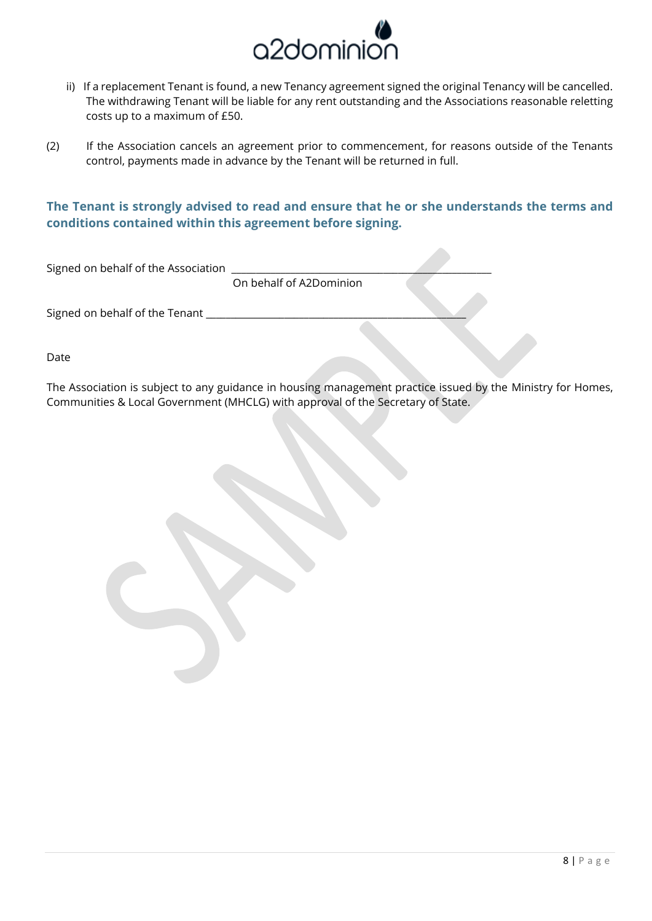ii) If a replacement Tenant is found, a new Tenancy agreement signed the original Tenancy will be cancelled. The withdrawing Tenant will be liable for any rent outstanding and the Associations reasonable reletting costs up to a maximum of £50.

(2) If the Association cancels an agreement prior to commencement, for reasons outside of the Tenants control, payments made in advance by the Tenant will be returned in full.

**The Tenant is strongly advised to read and ensure that he or she understands the terms and conditions contained within this agreement before signing.**

Signed on behalf of the Association ________________________________________________

On behalf of A2Dominion

Signed on behalf of the Tenant ________________________________________________

Date

The Association is subject to any guidance in housing management practice issued by the Ministry for Homes, Communities & Local Government (MHCLG) with approval of the Secretary of State.